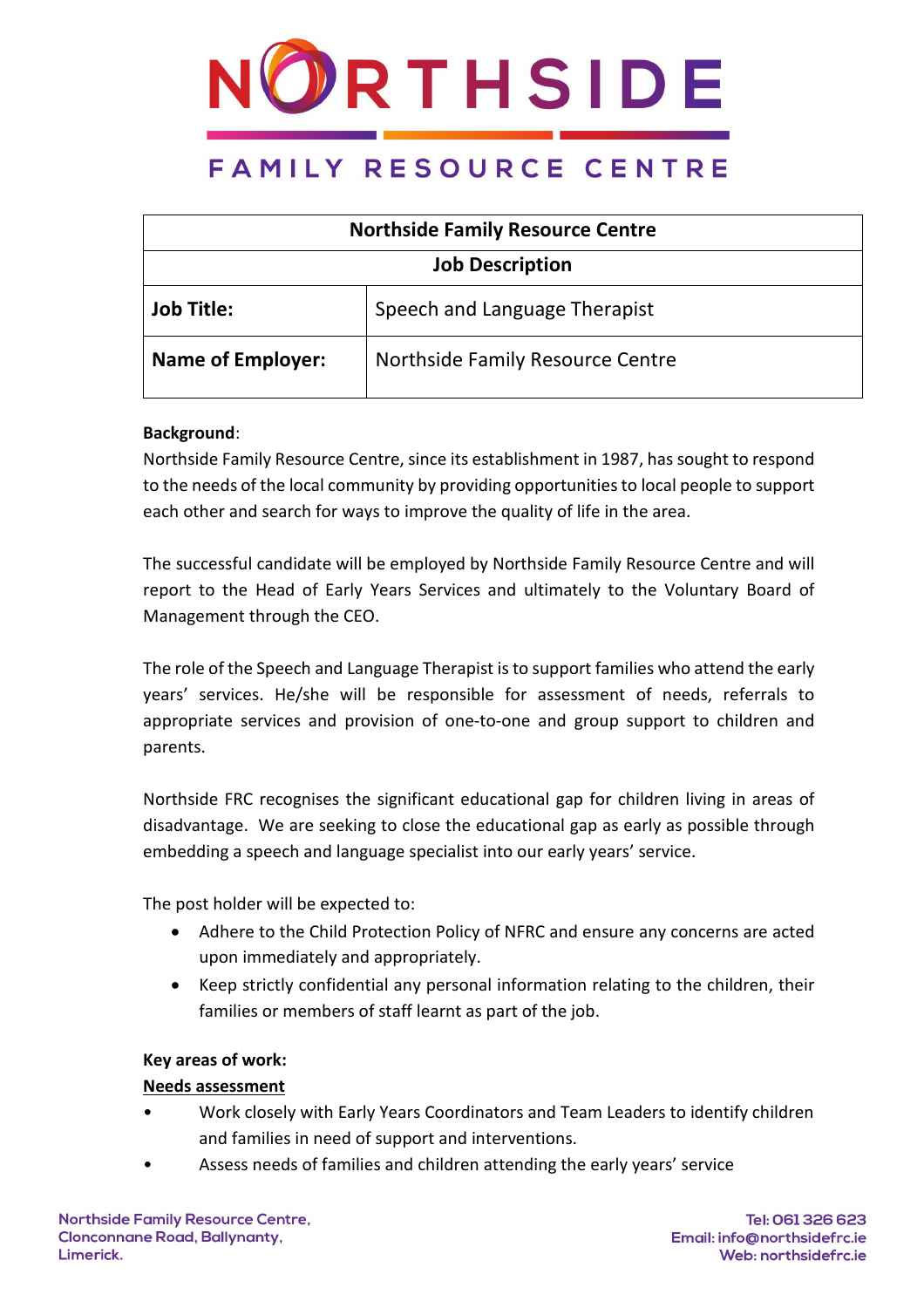# NORTHSIDE

## FAMILY RESOURCE CENTRE

| Northside Family Resource Centre | |
|---|---|
| **Job Description** | |
| **Job Title:** | Speech and Language Therapist |
| **Name of Employer:** | Northside Family Resource Centre |

**Background**:
Northside Family Resource Centre, since its establishment in 1987, has sought to respond to the needs of the local community by providing opportunities to local people to support each other and search for ways to improve the quality of life in the area.

The successful candidate will be employed by Northside Family Resource Centre and will report to the Head of Early Years Services and ultimately to the Voluntary Board of Management through the CEO.

The role of the Speech and Language Therapist is to support families who attend the early years' services. He/she will be responsible for assessment of needs, referrals to appropriate services and provision of one-to-one and group support to children and parents.

Northside FRC recognises the significant educational gap for children living in areas of disadvantage. We are seeking to close the educational gap as early as possible through embedding a speech and language specialist into our early years' service.

The post holder will be expected to:

- Adhere to the Child Protection Policy of NFRC and ensure any concerns are acted upon immediately and appropriately.
- Keep strictly confidential any personal information relating to the children, their families or members of staff learnt as part of the job.

**Key areas of work:**

**Needs assessment**

- Work closely with Early Years Coordinators and Team Leaders to identify children and families in need of support and interventions.
- Assess needs of families and children attending the early years' service

Northside Family Resource Centre,
Clonconnane Road, Ballynanty,
Limerick.

Tel: 061 326 623
Email: info@northsidefrc.ie
Web: northsidefrc.ie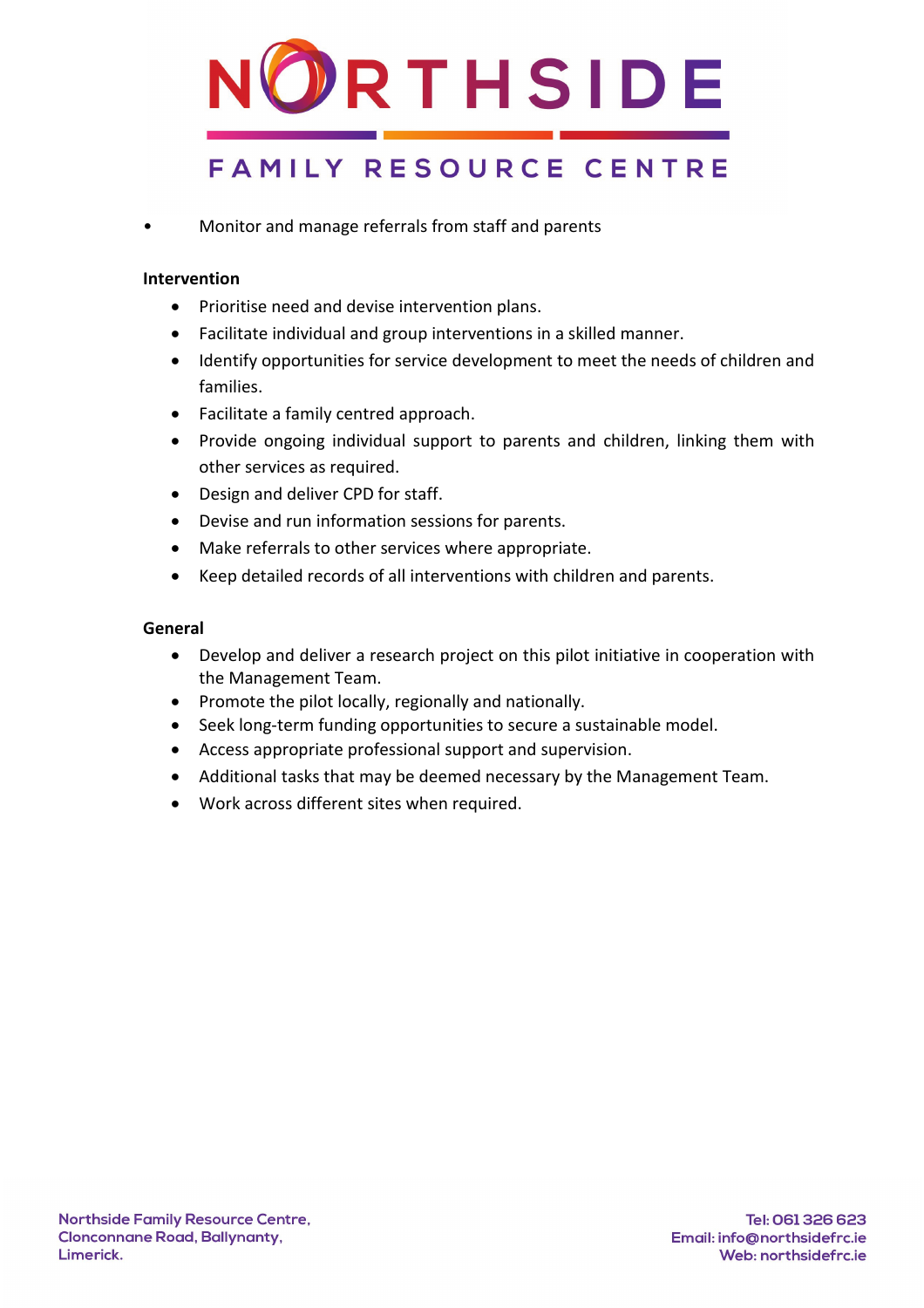- Monitor and manage referrals from staff and parents

**Intervention**

- Prioritise need and devise intervention plans.
- Facilitate individual and group interventions in a skilled manner.
- Identify opportunities for service development to meet the needs of children and families.
- Facilitate a family centred approach.
- Provide ongoing individual support to parents and children, linking them with other services as required.
- Design and deliver CPD for staff.
- Devise and run information sessions for parents.
- Make referrals to other services where appropriate.
- Keep detailed records of all interventions with children and parents.

**General**

- Develop and deliver a research project on this pilot initiative in cooperation with the Management Team.
- Promote the pilot locally, regionally and nationally.
- Seek long-term funding opportunities to secure a sustainable model.
- Access appropriate professional support and supervision.
- Additional tasks that may be deemed necessary by the Management Team.
- Work across different sites when required.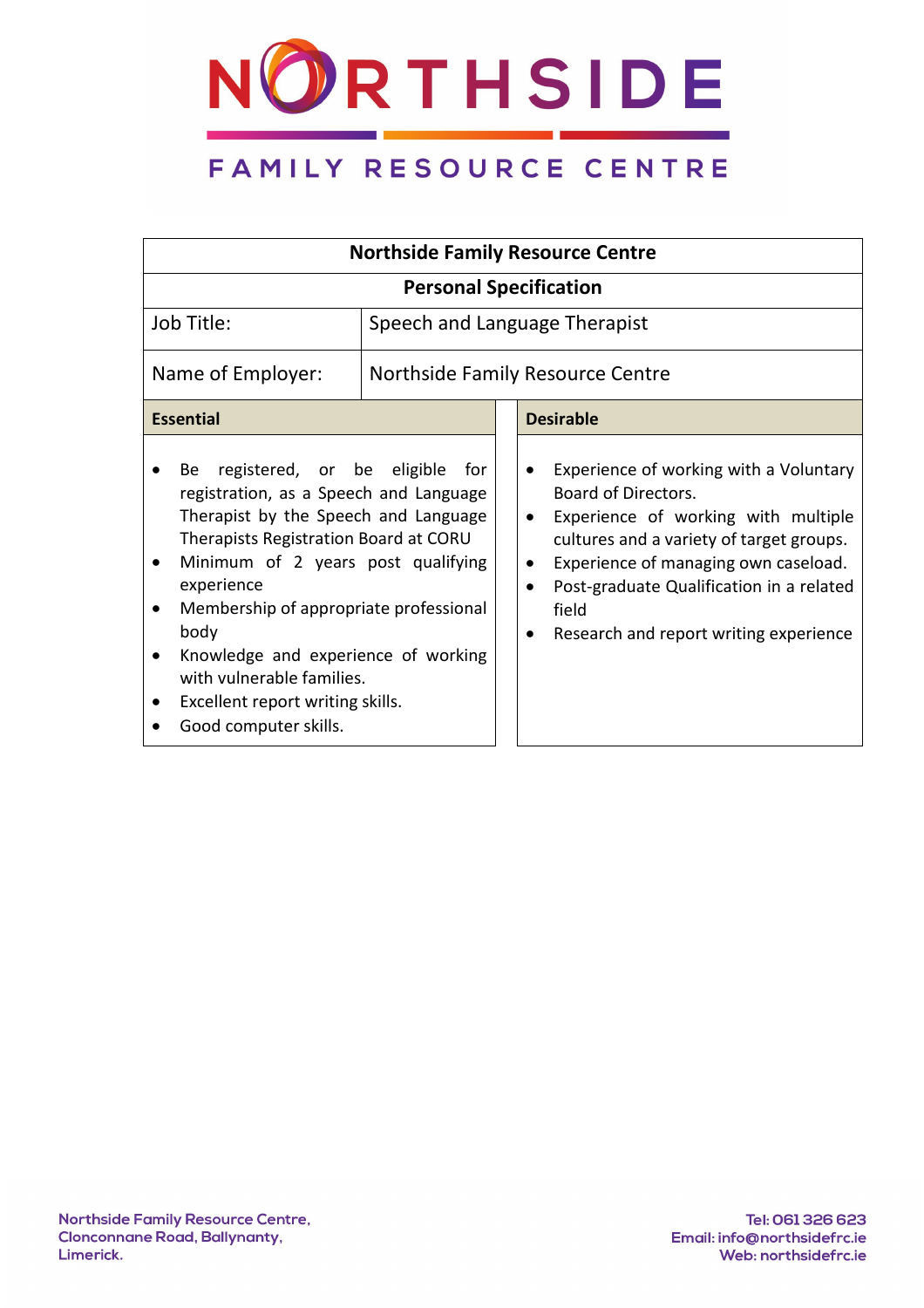| Northside Family Resource Centre | |
|---|---|
| **Personal Specification** | |
| Job Title: | Speech and Language Therapist |
| Name of Employer: | Northside Family Resource Centre |

| **Essential** | **Desirable** |
|---|---|
| • Be registered, or be eligible for registration, as a Speech and Language Therapist by the Speech and Language Therapists Registration Board at CORU<br>• Minimum of 2 years post qualifying experience<br>• Membership of appropriate professional body<br>• Knowledge and experience of working with vulnerable families.<br>• Excellent report writing skills.<br>• Good computer skills. | • Experience of working with a Voluntary Board of Directors.<br>• Experience of working with multiple cultures and a variety of target groups.<br>• Experience of managing own caseload.<br>• Post-graduate Qualification in a related field<br>• Research and report writing experience |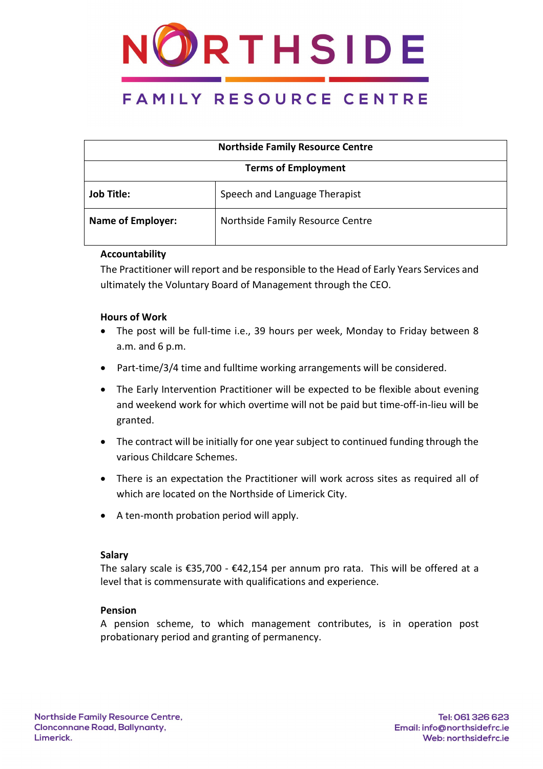# NORTHSIDE

## FAMILY RESOURCE CENTRE

| Northside Family Resource Centre | |
|---|---|
| **Terms of Employment** | |
| **Job Title:** | Speech and Language Therapist |
| **Name of Employer:** | Northside Family Resource Centre |

**Accountability**

The Practitioner will report and be responsible to the Head of Early Years Services and ultimately the Voluntary Board of Management through the CEO.

**Hours of Work**

- The post will be full-time i.e., 39 hours per week, Monday to Friday between 8 a.m. and 6 p.m.
- Part-time/3/4 time and fulltime working arrangements will be considered.
- The Early Intervention Practitioner will be expected to be flexible about evening and weekend work for which overtime will not be paid but time-off-in-lieu will be granted.
- The contract will be initially for one year subject to continued funding through the various Childcare Schemes.
- There is an expectation the Practitioner will work across sites as required all of which are located on the Northside of Limerick City.
- A ten-month probation period will apply.

**Salary**

The salary scale is €35,700 - €42,154 per annum pro rata. This will be offered at a level that is commensurate with qualifications and experience.

**Pension**

A pension scheme, to which management contributes, is in operation post probationary period and granting of permanency.

Northside Family Resource Centre,
Clonconnane Road, Ballynanty,
Limerick.

Tel: 061 326 623
Email: info@northsidefrc.ie
Web: northsidefrc.ie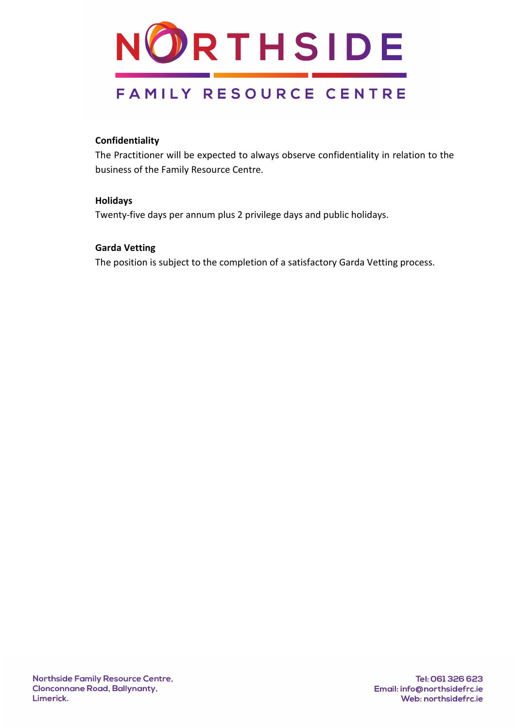**Confidentiality**

The Practitioner will be expected to always observe confidentiality in relation to the business of the Family Resource Centre.

**Holidays**

Twenty-five days per annum plus 2 privilege days and public holidays.

**Garda Vetting**

The position is subject to the completion of a satisfactory Garda Vetting process.